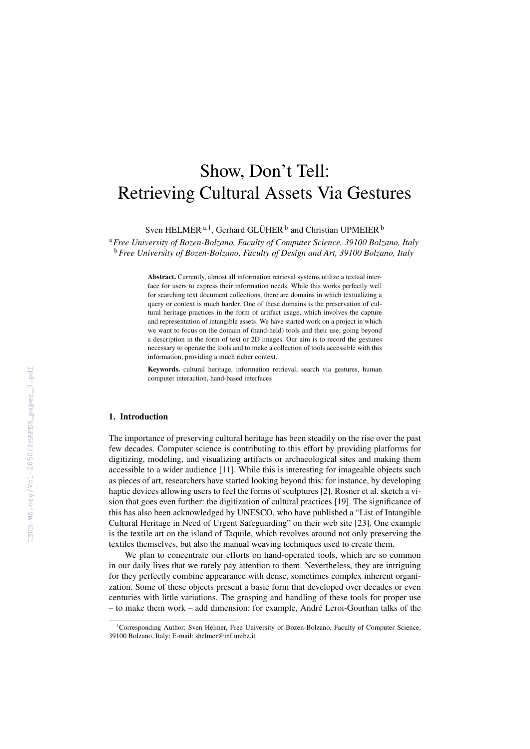# Show, Don't Tell: Retrieving Cultural Assets Via Gestures

Sven HELMER [a,1], Gerhard GLÜHER [b] and Christian UPMEIER [b]

[a] *Free University of Bozen-Bolzano, Faculty of Computer Science, 39100 Bolzano, Italy*
[b] *Free University of Bozen-Bolzano, Faculty of Design and Art, 39100 Bolzano, Italy*

**Abstract.** Currently, almost all information retrieval systems utilize a textual interface for users to express their information needs. While this works perfectly well for searching text document collections, there are domains in which textualizing a query or context is much harder. One of these domains is the preservation of cultural heritage practices in the form of artifact usage, which involves the capture and representation of intangible assets. We have started work on a project in which we want to focus on the domain of (hand-held) tools and their use, going beyond a description in the form of text or 2D images. Our aim is to record the gestures necessary to operate the tools and to make a collection of tools accessible with this information, providing a much richer context.

**Keywords.** cultural heritage, information retrieval, search via gestures, human computer interaction, hand-based interfaces

## 1. Introduction

The importance of preserving cultural heritage has been steadily on the rise over the past few decades. Computer science is contributing to this effort by providing platforms for digitizing, modeling, and visualizing artifacts or archaeological sites and making them accessible to a wider audience [11]. While this is interesting for imageable objects such as pieces of art, researchers have started looking beyond this: for instance, by developing haptic devices allowing users to feel the forms of sculptures [2]. Rosner et al. sketch a vision that goes even further: the digitization of cultural practices [19]. The significance of this has also been acknowledged by UNESCO, who have published a "List of Intangible Cultural Heritage in Need of Urgent Safeguarding" on their web site [23]. One example is the textile art on the island of Taquile, which revolves around not only preserving the textiles themselves, but also the manual weaving techniques used to create them.

We plan to concentrate our efforts on hand-operated tools, which are so common in our daily lives that we rarely pay attention to them. Nevertheless, they are intriguing for they perfectly combine appearance with dense, sometimes complex inherent organization. Some of these objects present a basic form that developed over decades or even centuries with little variations. The grasping and handling of these tools for proper use – to make them work – add dimension: for example, André Leroi-Gourhan talks of the

[1] Corresponding Author: Sven Helmer, Free University of Bozen-Bolzano, Faculty of Computer Science, 39100 Bolzano, Italy; E-mail: shelmer@inf.unibz.it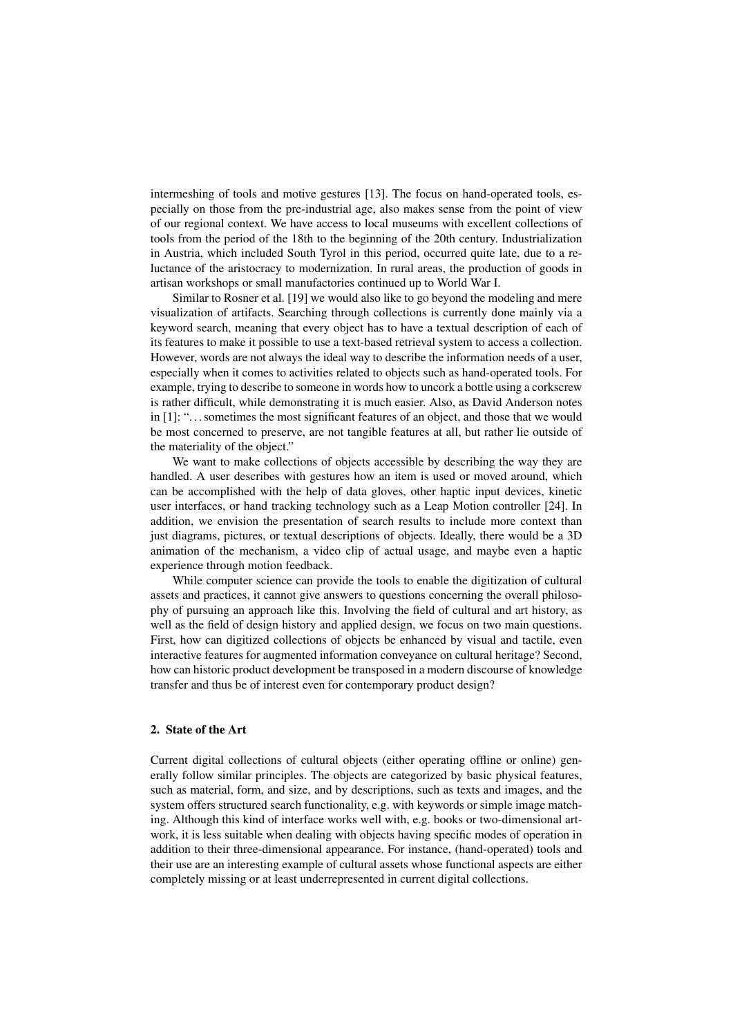intermeshing of tools and motive gestures [13]. The focus on hand-operated tools, especially on those from the pre-industrial age, also makes sense from the point of view of our regional context. We have access to local museums with excellent collections of tools from the period of the 18th to the beginning of the 20th century. Industrialization in Austria, which included South Tyrol in this period, occurred quite late, due to a reluctance of the aristocracy to modernization. In rural areas, the production of goods in artisan workshops or small manufactories continued up to World War I.

Similar to Rosner et al. [19] we would also like to go beyond the modeling and mere visualization of artifacts. Searching through collections is currently done mainly via a keyword search, meaning that every object has to have a textual description of each of its features to make it possible to use a text-based retrieval system to access a collection. However, words are not always the ideal way to describe the information needs of a user, especially when it comes to activities related to objects such as hand-operated tools. For example, trying to describe to someone in words how to uncork a bottle using a corkscrew is rather difficult, while demonstrating it is much easier. Also, as David Anderson notes in [1]: "…sometimes the most significant features of an object, and those that we would be most concerned to preserve, are not tangible features at all, but rather lie outside of the materiality of the object."

We want to make collections of objects accessible by describing the way they are handled. A user describes with gestures how an item is used or moved around, which can be accomplished with the help of data gloves, other haptic input devices, kinetic user interfaces, or hand tracking technology such as a Leap Motion controller [24]. In addition, we envision the presentation of search results to include more context than just diagrams, pictures, or textual descriptions of objects. Ideally, there would be a 3D animation of the mechanism, a video clip of actual usage, and maybe even a haptic experience through motion feedback.

While computer science can provide the tools to enable the digitization of cultural assets and practices, it cannot give answers to questions concerning the overall philosophy of pursuing an approach like this. Involving the field of cultural and art history, as well as the field of design history and applied design, we focus on two main questions. First, how can digitized collections of objects be enhanced by visual and tactile, even interactive features for augmented information conveyance on cultural heritage? Second, how can historic product development be transposed in a modern discourse of knowledge transfer and thus be of interest even for contemporary product design?

## 2. State of the Art

Current digital collections of cultural objects (either operating offline or online) generally follow similar principles. The objects are categorized by basic physical features, such as material, form, and size, and by descriptions, such as texts and images, and the system offers structured search functionality, e.g. with keywords or simple image matching. Although this kind of interface works well with, e.g. books or two-dimensional artwork, it is less suitable when dealing with objects having specific modes of operation in addition to their three-dimensional appearance. For instance, (hand-operated) tools and their use are an interesting example of cultural assets whose functional aspects are either completely missing or at least underrepresented in current digital collections.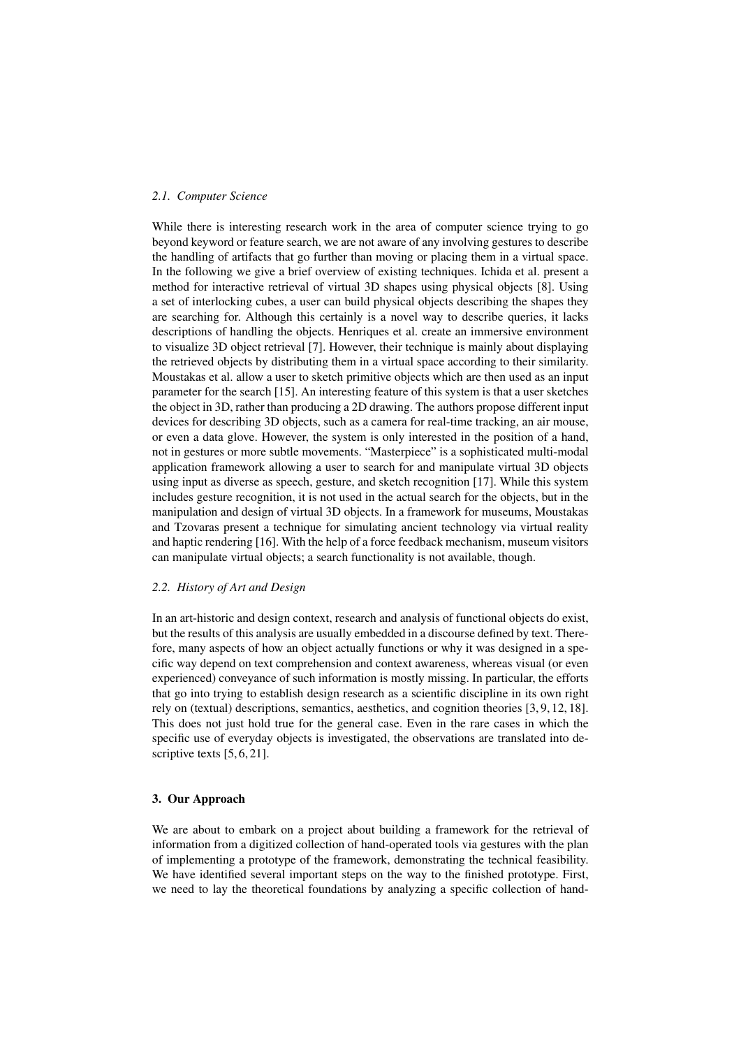### *2.1. Computer Science*

While there is interesting research work in the area of computer science trying to go beyond keyword or feature search, we are not aware of any involving gestures to describe the handling of artifacts that go further than moving or placing them in a virtual space. In the following we give a brief overview of existing techniques. Ichida et al. present a method for interactive retrieval of virtual 3D shapes using physical objects [8]. Using a set of interlocking cubes, a user can build physical objects describing the shapes they are searching for. Although this certainly is a novel way to describe queries, it lacks descriptions of handling the objects. Henriques et al. create an immersive environment to visualize 3D object retrieval [7]. However, their technique is mainly about displaying the retrieved objects by distributing them in a virtual space according to their similarity. Moustakas et al. allow a user to sketch primitive objects which are then used as an input parameter for the search [15]. An interesting feature of this system is that a user sketches the object in 3D, rather than producing a 2D drawing. The authors propose different input devices for describing 3D objects, such as a camera for real-time tracking, an air mouse, or even a data glove. However, the system is only interested in the position of a hand, not in gestures or more subtle movements. "Masterpiece" is a sophisticated multi-modal application framework allowing a user to search for and manipulate virtual 3D objects using input as diverse as speech, gesture, and sketch recognition [17]. While this system includes gesture recognition, it is not used in the actual search for the objects, but in the manipulation and design of virtual 3D objects. In a framework for museums, Moustakas and Tzovaras present a technique for simulating ancient technology via virtual reality and haptic rendering [16]. With the help of a force feedback mechanism, museum visitors can manipulate virtual objects; a search functionality is not available, though.

### *2.2. History of Art and Design*

In an art-historic and design context, research and analysis of functional objects do exist, but the results of this analysis are usually embedded in a discourse defined by text. Therefore, many aspects of how an object actually functions or why it was designed in a specific way depend on text comprehension and context awareness, whereas visual (or even experienced) conveyance of such information is mostly missing. In particular, the efforts that go into trying to establish design research as a scientific discipline in its own right rely on (textual) descriptions, semantics, aesthetics, and cognition theories [3, 9, 12, 18]. This does not just hold true for the general case. Even in the rare cases in which the specific use of everyday objects is investigated, the observations are translated into descriptive texts [5, 6, 21].

## 3. Our Approach

We are about to embark on a project about building a framework for the retrieval of information from a digitized collection of hand-operated tools via gestures with the plan of implementing a prototype of the framework, demonstrating the technical feasibility. We have identified several important steps on the way to the finished prototype. First, we need to lay the theoretical foundations by analyzing a specific collection of hand-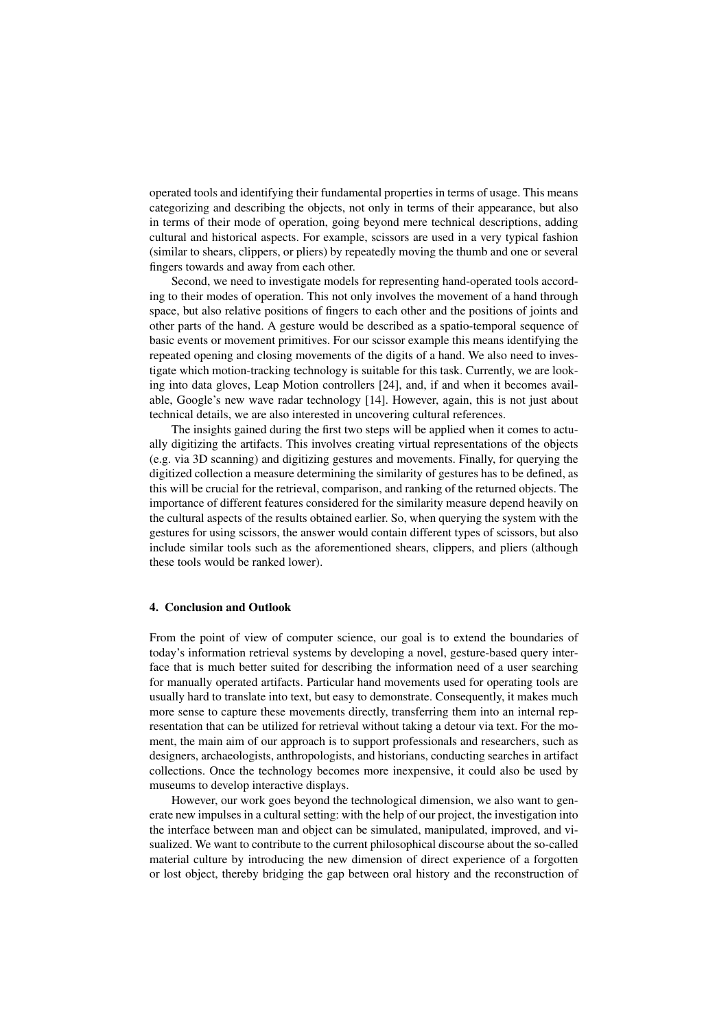operated tools and identifying their fundamental properties in terms of usage. This means categorizing and describing the objects, not only in terms of their appearance, but also in terms of their mode of operation, going beyond mere technical descriptions, adding cultural and historical aspects. For example, scissors are used in a very typical fashion (similar to shears, clippers, or pliers) by repeatedly moving the thumb and one or several fingers towards and away from each other.

Second, we need to investigate models for representing hand-operated tools according to their modes of operation. This not only involves the movement of a hand through space, but also relative positions of fingers to each other and the positions of joints and other parts of the hand. A gesture would be described as a spatio-temporal sequence of basic events or movement primitives. For our scissor example this means identifying the repeated opening and closing movements of the digits of a hand. We also need to investigate which motion-tracking technology is suitable for this task. Currently, we are looking into data gloves, Leap Motion controllers [24], and, if and when it becomes available, Google's new wave radar technology [14]. However, again, this is not just about technical details, we are also interested in uncovering cultural references.

The insights gained during the first two steps will be applied when it comes to actually digitizing the artifacts. This involves creating virtual representations of the objects (e.g. via 3D scanning) and digitizing gestures and movements. Finally, for querying the digitized collection a measure determining the similarity of gestures has to be defined, as this will be crucial for the retrieval, comparison, and ranking of the returned objects. The importance of different features considered for the similarity measure depend heavily on the cultural aspects of the results obtained earlier. So, when querying the system with the gestures for using scissors, the answer would contain different types of scissors, but also include similar tools such as the aforementioned shears, clippers, and pliers (although these tools would be ranked lower).

## 4. Conclusion and Outlook

From the point of view of computer science, our goal is to extend the boundaries of today's information retrieval systems by developing a novel, gesture-based query interface that is much better suited for describing the information need of a user searching for manually operated artifacts. Particular hand movements used for operating tools are usually hard to translate into text, but easy to demonstrate. Consequently, it makes much more sense to capture these movements directly, transferring them into an internal representation that can be utilized for retrieval without taking a detour via text. For the moment, the main aim of our approach is to support professionals and researchers, such as designers, archaeologists, anthropologists, and historians, conducting searches in artifact collections. Once the technology becomes more inexpensive, it could also be used by museums to develop interactive displays.

However, our work goes beyond the technological dimension, we also want to generate new impulses in a cultural setting: with the help of our project, the investigation into the interface between man and object can be simulated, manipulated, improved, and visualized. We want to contribute to the current philosophical discourse about the so-called material culture by introducing the new dimension of direct experience of a forgotten or lost object, thereby bridging the gap between oral history and the reconstruction of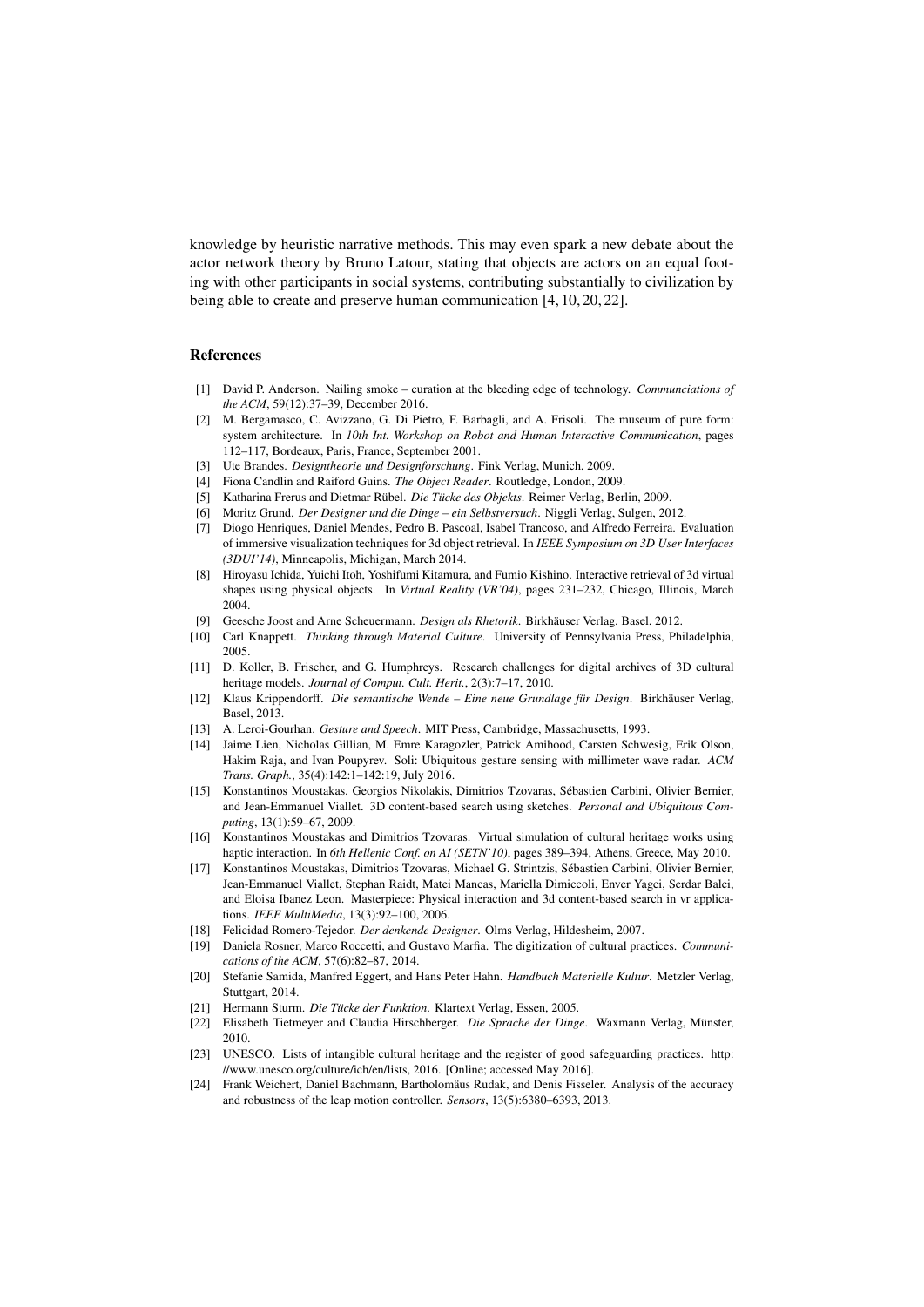knowledge by heuristic narrative methods. This may even spark a new debate about the actor network theory by Bruno Latour, stating that objects are actors on an equal footing with other participants in social systems, contributing substantially to civilization by being able to create and preserve human communication [4, 10, 20, 22].

## References

[1] David P. Anderson. Nailing smoke – curation at the bleeding edge of technology. *Communciations of the ACM*, 59(12):37–39, December 2016.

[2] M. Bergamasco, C. Avizzano, G. Di Pietro, F. Barbagli, and A. Frisoli. The museum of pure form: system architecture. In *10th Int. Workshop on Robot and Human Interactive Communication*, pages 112–117, Bordeaux, Paris, France, September 2001.

[3] Ute Brandes. *Designtheorie und Designforschung*. Fink Verlag, Munich, 2009.

[4] Fiona Candlin and Raiford Guins. *The Object Reader*. Routledge, London, 2009.

[5] Katharina Frerus and Dietmar Rübel. *Die Tücke des Objekts*. Reimer Verlag, Berlin, 2009.

[6] Moritz Grund. *Der Designer und die Dinge – ein Selbstversuch*. Niggli Verlag, Sulgen, 2012.

[7] Diogo Henriques, Daniel Mendes, Pedro B. Pascoal, Isabel Trancoso, and Alfredo Ferreira. Evaluation of immersive visualization techniques for 3d object retrieval. In *IEEE Symposium on 3D User Interfaces (3DUI'14)*, Minneapolis, Michigan, March 2014.

[8] Hiroyasu Ichida, Yuichi Itoh, Yoshifumi Kitamura, and Fumio Kishino. Interactive retrieval of 3d virtual shapes using physical objects. In *Virtual Reality (VR'04)*, pages 231–232, Chicago, Illinois, March 2004.

[9] Geesche Joost and Arne Scheuermann. *Design als Rhetorik*. Birkhäuser Verlag, Basel, 2012.

[10] Carl Knappett. *Thinking through Material Culture*. University of Pennsylvania Press, Philadelphia, 2005.

[11] D. Koller, B. Frischer, and G. Humphreys. Research challenges for digital archives of 3D cultural heritage models. *Journal of Comput. Cult. Herit.*, 2(3):7–17, 2010.

[12] Klaus Krippendorff. *Die semantische Wende – Eine neue Grundlage für Design*. Birkhäuser Verlag, Basel, 2013.

[13] A. Leroi-Gourhan. *Gesture and Speech*. MIT Press, Cambridge, Massachusetts, 1993.

[14] Jaime Lien, Nicholas Gillian, M. Emre Karagozler, Patrick Amihood, Carsten Schwesig, Erik Olson, Hakim Raja, and Ivan Poupyrev. Soli: Ubiquitous gesture sensing with millimeter wave radar. *ACM Trans. Graph.*, 35(4):142:1–142:19, July 2016.

[15] Konstantinos Moustakas, Georgios Nikolakis, Dimitrios Tzovaras, Sébastien Carbini, Olivier Bernier, and Jean-Emmanuel Viallet. 3D content-based search using sketches. *Personal and Ubiquitous Computing*, 13(1):59–67, 2009.

[16] Konstantinos Moustakas and Dimitrios Tzovaras. Virtual simulation of cultural heritage works using haptic interaction. In *6th Hellenic Conf. on AI (SETN'10)*, pages 389–394, Athens, Greece, May 2010.

[17] Konstantinos Moustakas, Dimitrios Tzovaras, Michael G. Strintzis, Sébastien Carbini, Olivier Bernier, Jean-Emmanuel Viallet, Stephan Raidt, Matei Mancas, Mariella Dimiccoli, Enver Yagci, Serdar Balci, and Eloisa Ibanez Leon. Masterpiece: Physical interaction and 3d content-based search in vr applications. *IEEE MultiMedia*, 13(3):92–100, 2006.

[18] Felicidad Romero-Tejedor. *Der denkende Designer*. Olms Verlag, Hildesheim, 2007.

[19] Daniela Rosner, Marco Roccetti, and Gustavo Marfia. The digitization of cultural practices. *Communications of the ACM*, 57(6):82–87, 2014.

[20] Stefanie Samida, Manfred Eggert, and Hans Peter Hahn. *Handbuch Materielle Kultur*. Metzler Verlag, Stuttgart, 2014.

[21] Hermann Sturm. *Die Tücke der Funktion*. Klartext Verlag, Essen, 2005.

[22] Elisabeth Tietmeyer and Claudia Hirschberger. *Die Sprache der Dinge*. Waxmann Verlag, Münster, 2010.

[23] UNESCO. Lists of intangible cultural heritage and the register of good safeguarding practices. http://www.unesco.org/culture/ich/en/lists, 2016. [Online; accessed May 2016].

[24] Frank Weichert, Daniel Bachmann, Bartholomäus Rudak, and Denis Fisseler. Analysis of the accuracy and robustness of the leap motion controller. *Sensors*, 13(5):6380–6393, 2013.